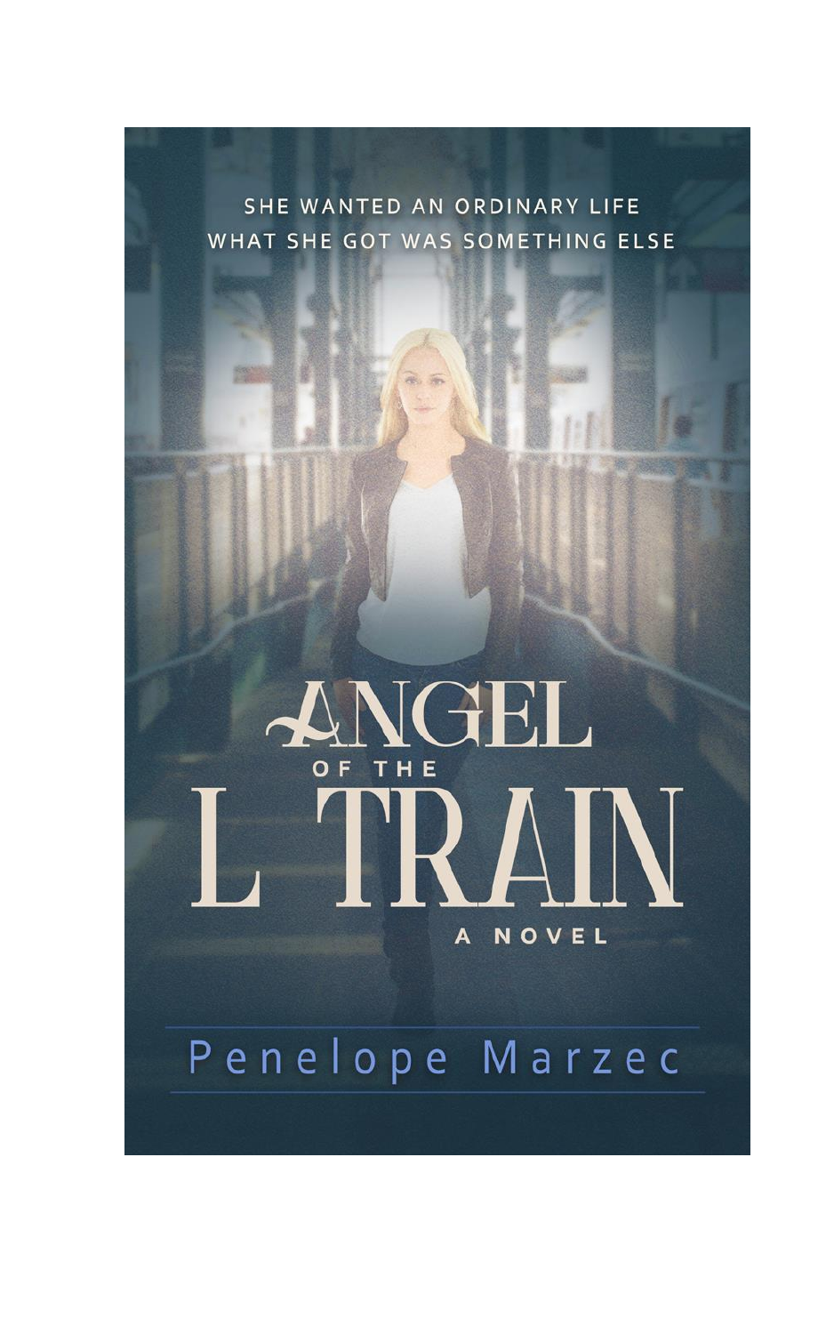SHE WANTED AN ORDINARY LIFE
WHAT SHE GOT WAS SOMETHING ELSE

# ANGEL OF THE L TRAIN

A NOVEL

Penelope Marzec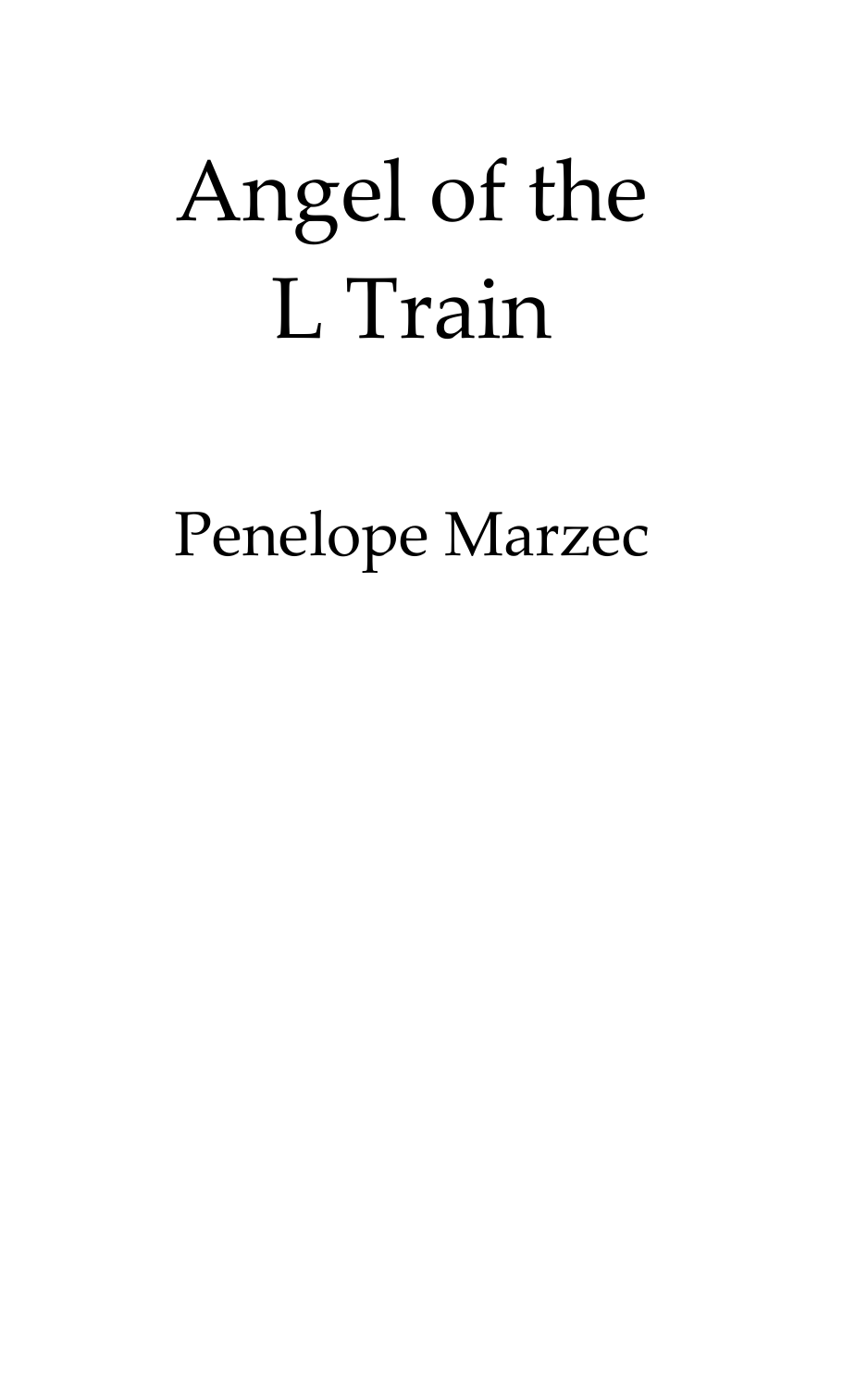# Angel of the L Train

Penelope Marzec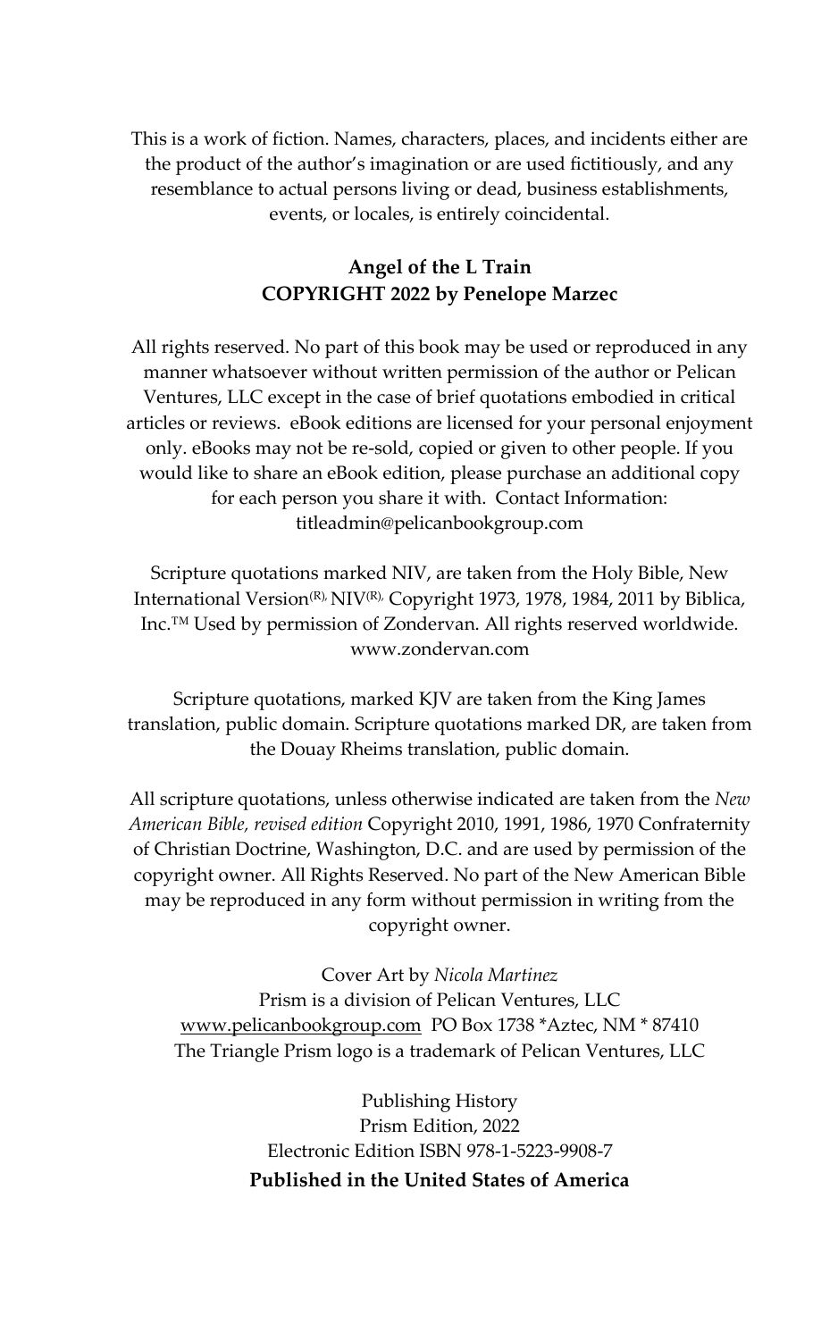This is a work of fiction. Names, characters, places, and incidents either are the product of the author's imagination or are used fictitiously, and any resemblance to actual persons living or dead, business establishments, events, or locales, is entirely coincidental.

**Angel of the L Train**
**COPYRIGHT 2022 by Penelope Marzec**

All rights reserved. No part of this book may be used or reproduced in any manner whatsoever without written permission of the author or Pelican Ventures, LLC except in the case of brief quotations embodied in critical articles or reviews. eBook editions are licensed for your personal enjoyment only. eBooks may not be re-sold, copied or given to other people. If you would like to share an eBook edition, please purchase an additional copy for each person you share it with. Contact Information: titleadmin@pelicanbookgroup.com

Scripture quotations marked NIV, are taken from the Holy Bible, New International Version(R), NIV(R), Copyright 1973, 1978, 1984, 2011 by Biblica, Inc.™ Used by permission of Zondervan. All rights reserved worldwide. www.zondervan.com

Scripture quotations, marked KJV are taken from the King James translation, public domain. Scripture quotations marked DR, are taken from the Douay Rheims translation, public domain.

All scripture quotations, unless otherwise indicated are taken from the *New American Bible, revised edition* Copyright 2010, 1991, 1986, 1970 Confraternity of Christian Doctrine, Washington, D.C. and are used by permission of the copyright owner. All Rights Reserved. No part of the New American Bible may be reproduced in any form without permission in writing from the copyright owner.

Cover Art by *Nicola Martinez*
Prism is a division of Pelican Ventures, LLC
www.pelicanbookgroup.com PO Box 1738 *Aztec, NM * 87410
The Triangle Prism logo is a trademark of Pelican Ventures, LLC

Publishing History
Prism Edition, 2022
Electronic Edition ISBN 978-1-5223-9908-7
**Published in the United States of America**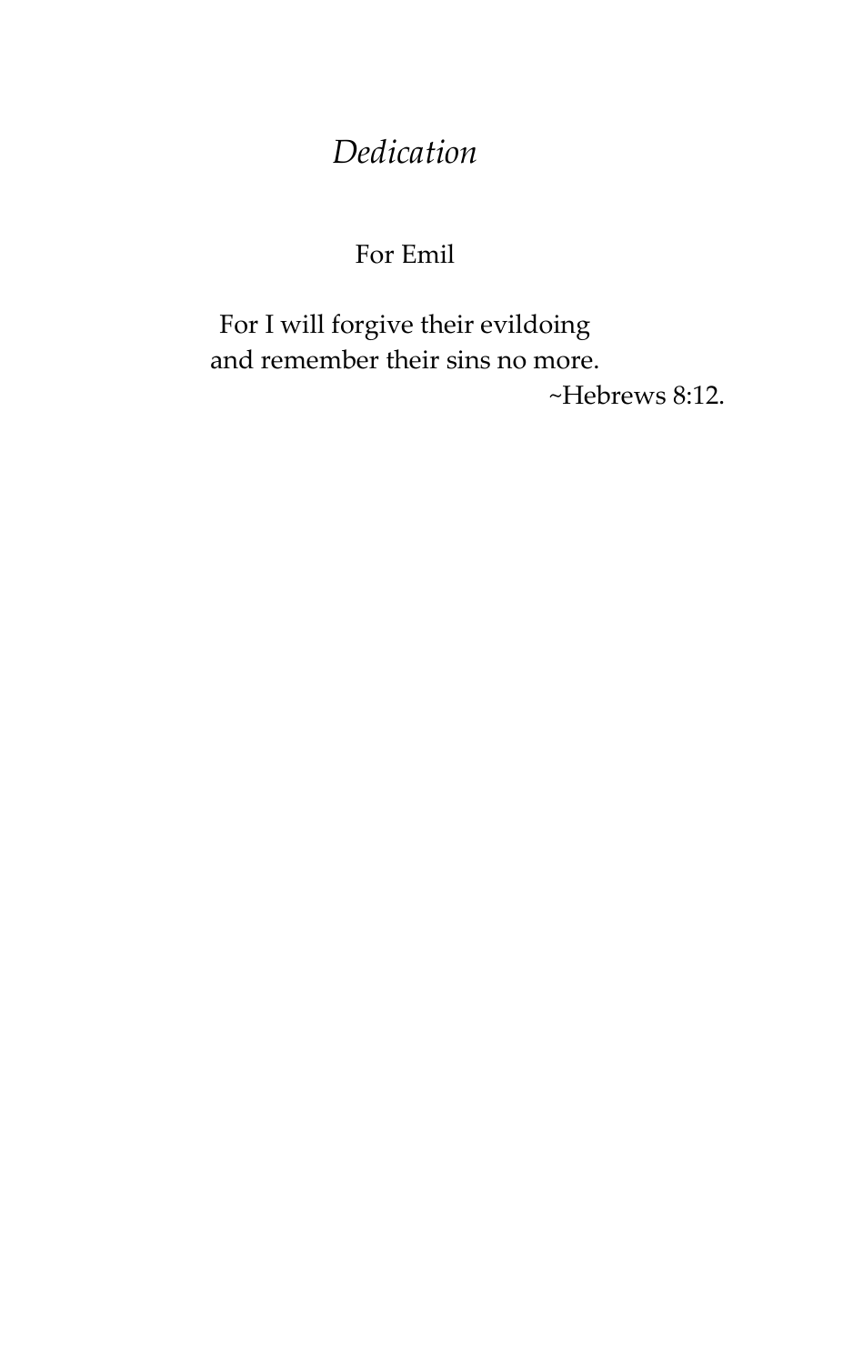# *Dedication*

For Emil

For I will forgive their evildoing
and remember their sins no more.

~Hebrews 8:12.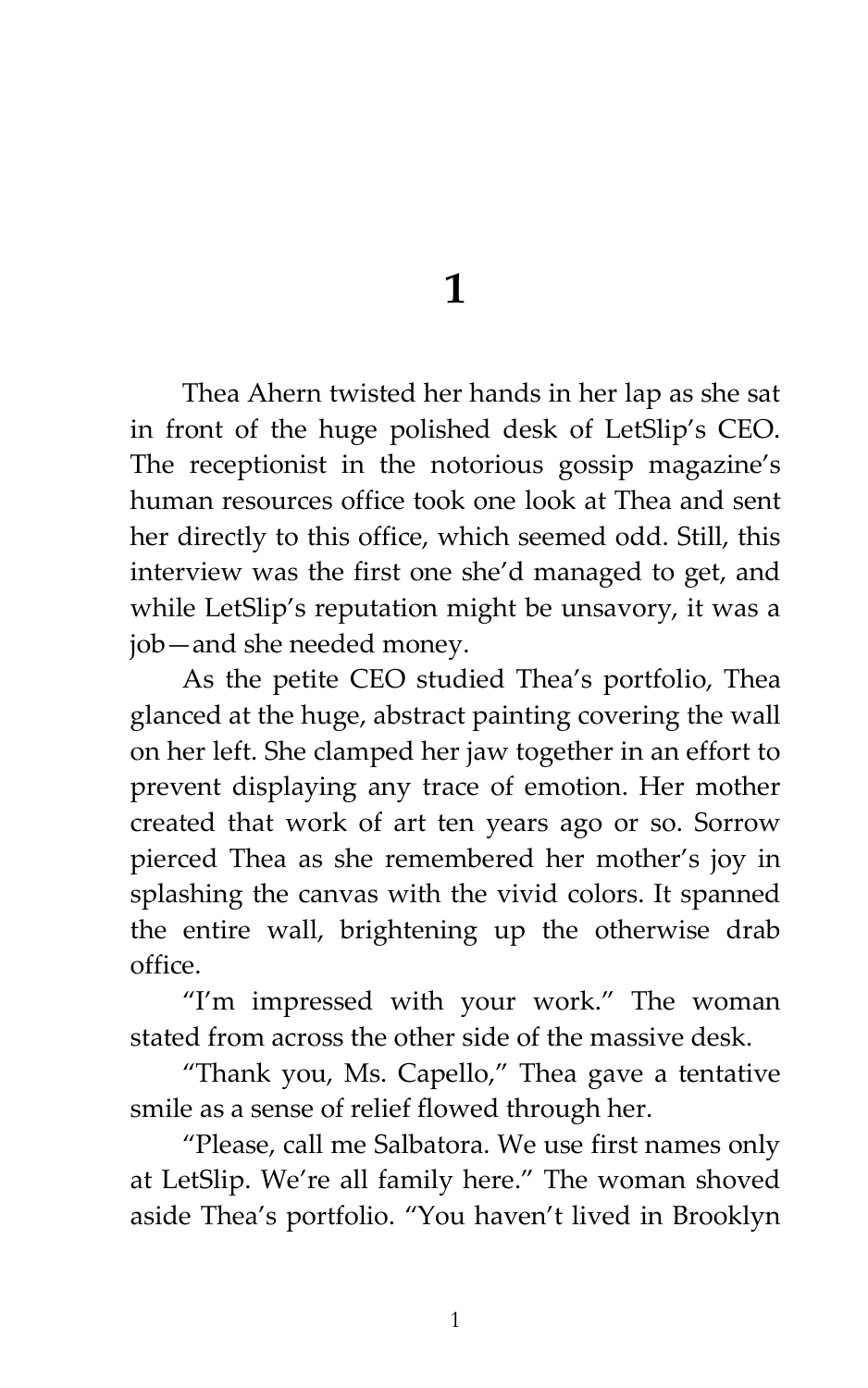# 1

Thea Ahern twisted her hands in her lap as she sat in front of the huge polished desk of LetSlip's CEO. The receptionist in the notorious gossip magazine's human resources office took one look at Thea and sent her directly to this office, which seemed odd. Still, this interview was the first one she'd managed to get, and while LetSlip's reputation might be unsavory, it was a job—and she needed money.

As the petite CEO studied Thea's portfolio, Thea glanced at the huge, abstract painting covering the wall on her left. She clamped her jaw together in an effort to prevent displaying any trace of emotion. Her mother created that work of art ten years ago or so. Sorrow pierced Thea as she remembered her mother's joy in splashing the canvas with the vivid colors. It spanned the entire wall, brightening up the otherwise drab office.

"I'm impressed with your work." The woman stated from across the other side of the massive desk.

"Thank you, Ms. Capello," Thea gave a tentative smile as a sense of relief flowed through her.

"Please, call me Salbatora. We use first names only at LetSlip. We're all family here." The woman shoved aside Thea's portfolio. "You haven't lived in Brooklyn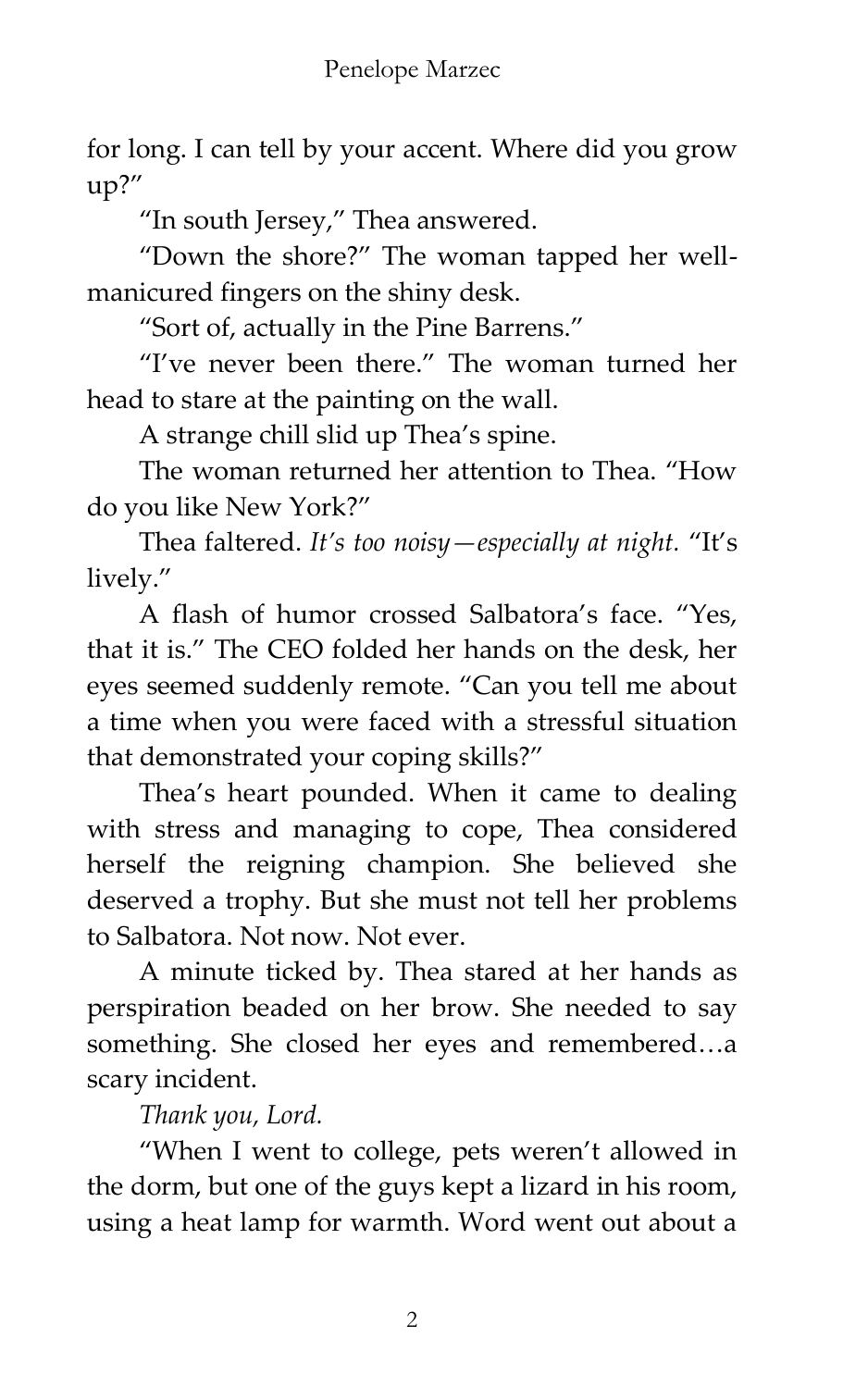for long. I can tell by your accent. Where did you grow up?"

"In south Jersey," Thea answered.

"Down the shore?" The woman tapped her well-manicured fingers on the shiny desk.

"Sort of, actually in the Pine Barrens."

"I've never been there." The woman turned her head to stare at the painting on the wall.

A strange chill slid up Thea's spine.

The woman returned her attention to Thea. "How do you like New York?"

Thea faltered. *It's too noisy—especially at night.* "It's lively."

A flash of humor crossed Salbatora's face. "Yes, that it is." The CEO folded her hands on the desk, her eyes seemed suddenly remote. "Can you tell me about a time when you were faced with a stressful situation that demonstrated your coping skills?"

Thea's heart pounded. When it came to dealing with stress and managing to cope, Thea considered herself the reigning champion. She believed she deserved a trophy. But she must not tell her problems to Salbatora. Not now. Not ever.

A minute ticked by. Thea stared at her hands as perspiration beaded on her brow. She needed to say something. She closed her eyes and remembered…a scary incident.

*Thank you, Lord.*

"When I went to college, pets weren't allowed in the dorm, but one of the guys kept a lizard in his room, using a heat lamp for warmth. Word went out about a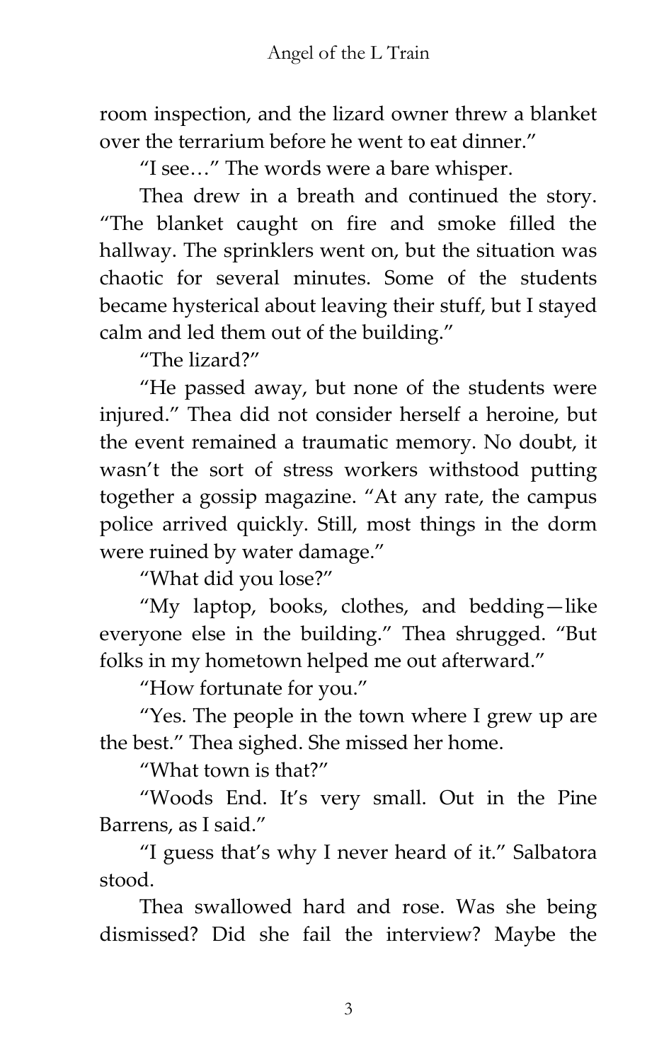room inspection, and the lizard owner threw a blanket over the terrarium before he went to eat dinner."

"I see…" The words were a bare whisper.

Thea drew in a breath and continued the story. "The blanket caught on fire and smoke filled the hallway. The sprinklers went on, but the situation was chaotic for several minutes. Some of the students became hysterical about leaving their stuff, but I stayed calm and led them out of the building."

"The lizard?"

"He passed away, but none of the students were injured." Thea did not consider herself a heroine, but the event remained a traumatic memory. No doubt, it wasn't the sort of stress workers withstood putting together a gossip magazine. "At any rate, the campus police arrived quickly. Still, most things in the dorm were ruined by water damage."

"What did you lose?"

"My laptop, books, clothes, and bedding—like everyone else in the building." Thea shrugged. "But folks in my hometown helped me out afterward."

"How fortunate for you."

"Yes. The people in the town where I grew up are the best." Thea sighed. She missed her home.

"What town is that?"

"Woods End. It's very small. Out in the Pine Barrens, as I said."

"I guess that's why I never heard of it." Salbatora stood.

Thea swallowed hard and rose. Was she being dismissed? Did she fail the interview? Maybe the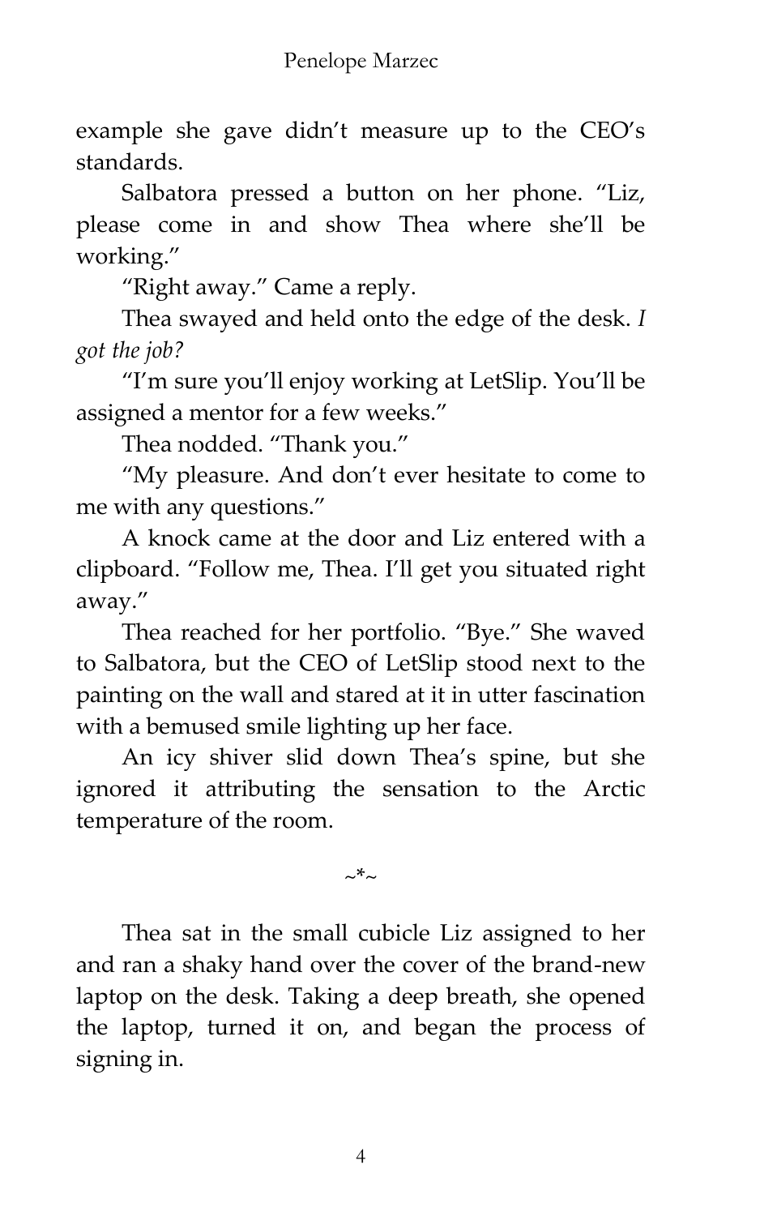example she gave didn't measure up to the CEO's standards.

Salbatora pressed a button on her phone. "Liz, please come in and show Thea where she'll be working."

"Right away." Came a reply.

Thea swayed and held onto the edge of the desk. *I got the job?*

"I'm sure you'll enjoy working at LetSlip. You'll be assigned a mentor for a few weeks."

Thea nodded. "Thank you."

"My pleasure. And don't ever hesitate to come to me with any questions."

A knock came at the door and Liz entered with a clipboard. "Follow me, Thea. I'll get you situated right away."

Thea reached for her portfolio. "Bye." She waved to Salbatora, but the CEO of LetSlip stood next to the painting on the wall and stared at it in utter fascination with a bemused smile lighting up her face.

An icy shiver slid down Thea's spine, but she ignored it attributing the sensation to the Arctic temperature of the room.

~*~

Thea sat in the small cubicle Liz assigned to her and ran a shaky hand over the cover of the brand-new laptop on the desk. Taking a deep breath, she opened the laptop, turned it on, and began the process of signing in.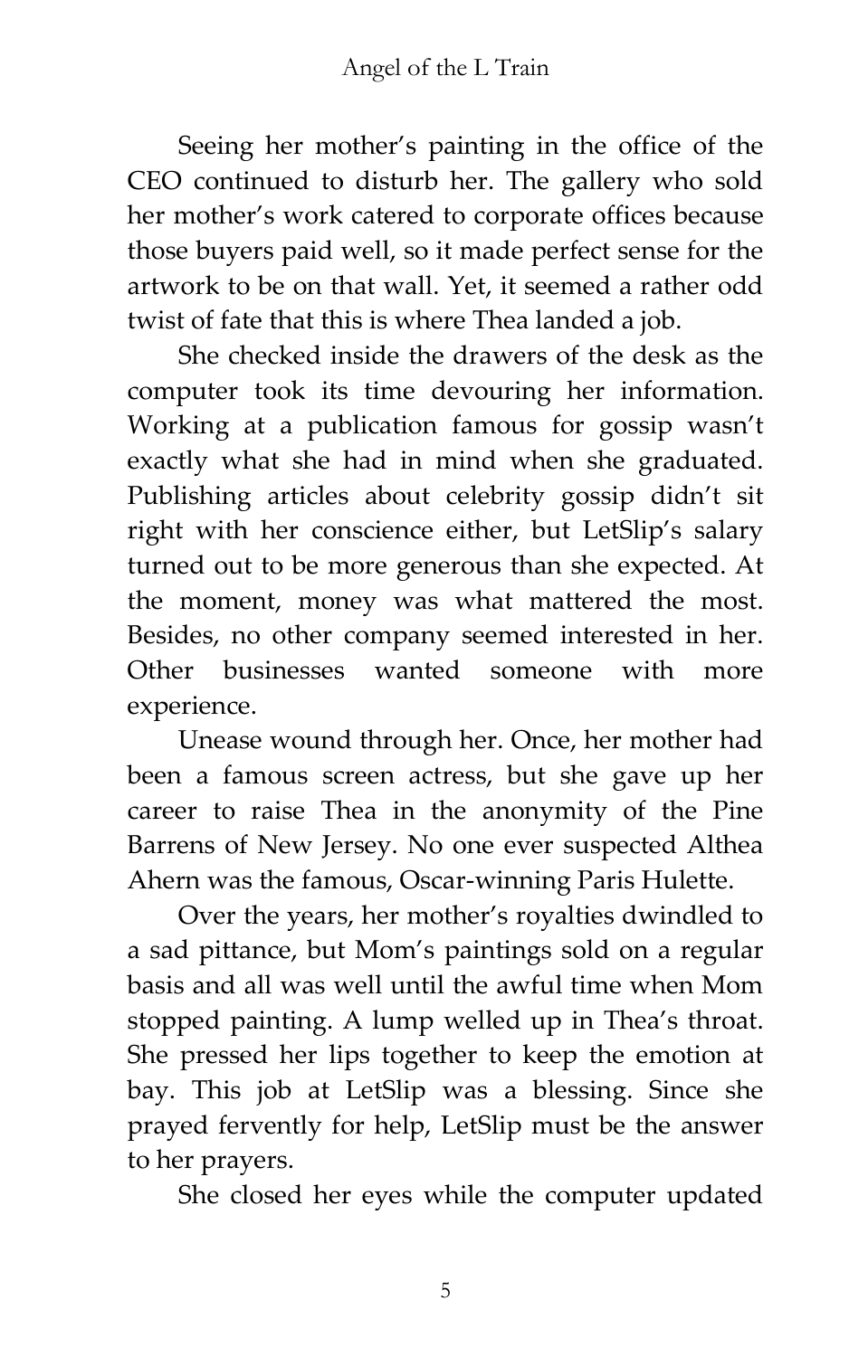Seeing her mother's painting in the office of the CEO continued to disturb her. The gallery who sold her mother's work catered to corporate offices because those buyers paid well, so it made perfect sense for the artwork to be on that wall. Yet, it seemed a rather odd twist of fate that this is where Thea landed a job.

She checked inside the drawers of the desk as the computer took its time devouring her information. Working at a publication famous for gossip wasn't exactly what she had in mind when she graduated. Publishing articles about celebrity gossip didn't sit right with her conscience either, but LetSlip's salary turned out to be more generous than she expected. At the moment, money was what mattered the most. Besides, no other company seemed interested in her. Other businesses wanted someone with more experience.

Unease wound through her. Once, her mother had been a famous screen actress, but she gave up her career to raise Thea in the anonymity of the Pine Barrens of New Jersey. No one ever suspected Althea Ahern was the famous, Oscar-winning Paris Hulette.

Over the years, her mother's royalties dwindled to a sad pittance, but Mom's paintings sold on a regular basis and all was well until the awful time when Mom stopped painting. A lump welled up in Thea's throat. She pressed her lips together to keep the emotion at bay. This job at LetSlip was a blessing. Since she prayed fervently for help, LetSlip must be the answer to her prayers.

She closed her eyes while the computer updated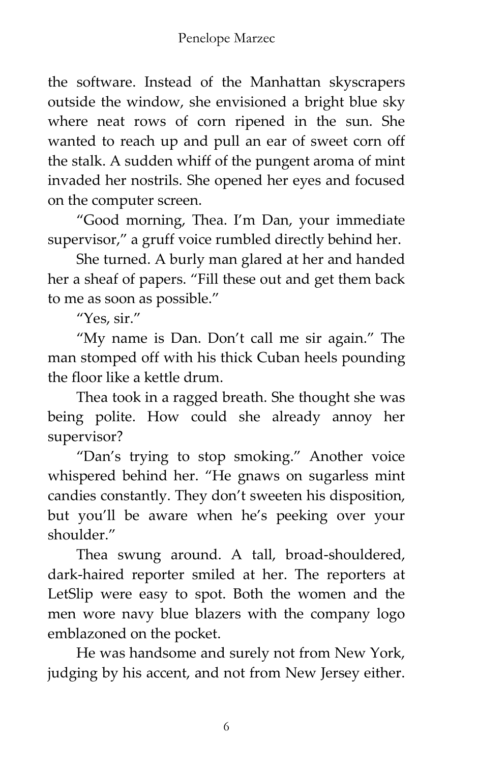the software. Instead of the Manhattan skyscrapers outside the window, she envisioned a bright blue sky where neat rows of corn ripened in the sun. She wanted to reach up and pull an ear of sweet corn off the stalk. A sudden whiff of the pungent aroma of mint invaded her nostrils. She opened her eyes and focused on the computer screen.

"Good morning, Thea. I'm Dan, your immediate supervisor," a gruff voice rumbled directly behind her.

She turned. A burly man glared at her and handed her a sheaf of papers. "Fill these out and get them back to me as soon as possible."

"Yes, sir."

"My name is Dan. Don't call me sir again." The man stomped off with his thick Cuban heels pounding the floor like a kettle drum.

Thea took in a ragged breath. She thought she was being polite. How could she already annoy her supervisor?

"Dan's trying to stop smoking." Another voice whispered behind her. "He gnaws on sugarless mint candies constantly. They don't sweeten his disposition, but you'll be aware when he's peeking over your shoulder."

Thea swung around. A tall, broad-shouldered, dark-haired reporter smiled at her. The reporters at LetSlip were easy to spot. Both the women and the men wore navy blue blazers with the company logo emblazoned on the pocket.

He was handsome and surely not from New York, judging by his accent, and not from New Jersey either.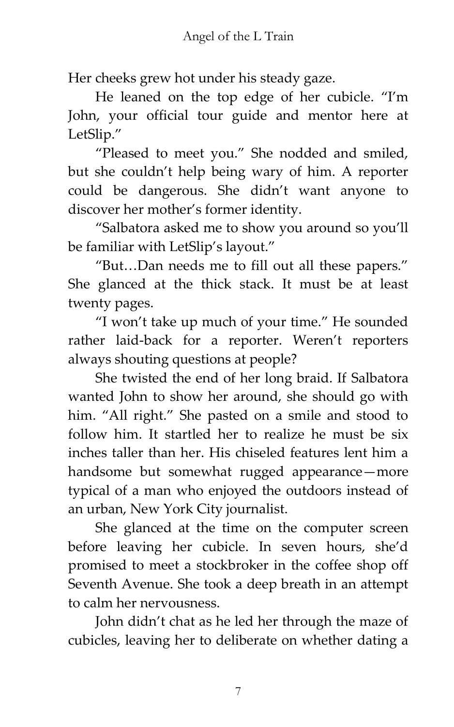Her cheeks grew hot under his steady gaze.

He leaned on the top edge of her cubicle. "I'm John, your official tour guide and mentor here at LetSlip."

"Pleased to meet you." She nodded and smiled, but she couldn't help being wary of him. A reporter could be dangerous. She didn't want anyone to discover her mother's former identity.

"Salbatora asked me to show you around so you'll be familiar with LetSlip's layout."

"But…Dan needs me to fill out all these papers." She glanced at the thick stack. It must be at least twenty pages.

"I won't take up much of your time." He sounded rather laid-back for a reporter. Weren't reporters always shouting questions at people?

She twisted the end of her long braid. If Salbatora wanted John to show her around, she should go with him. "All right." She pasted on a smile and stood to follow him. It startled her to realize he must be six inches taller than her. His chiseled features lent him a handsome but somewhat rugged appearance—more typical of a man who enjoyed the outdoors instead of an urban, New York City journalist.

She glanced at the time on the computer screen before leaving her cubicle. In seven hours, she'd promised to meet a stockbroker in the coffee shop off Seventh Avenue. She took a deep breath in an attempt to calm her nervousness.

John didn't chat as he led her through the maze of cubicles, leaving her to deliberate on whether dating a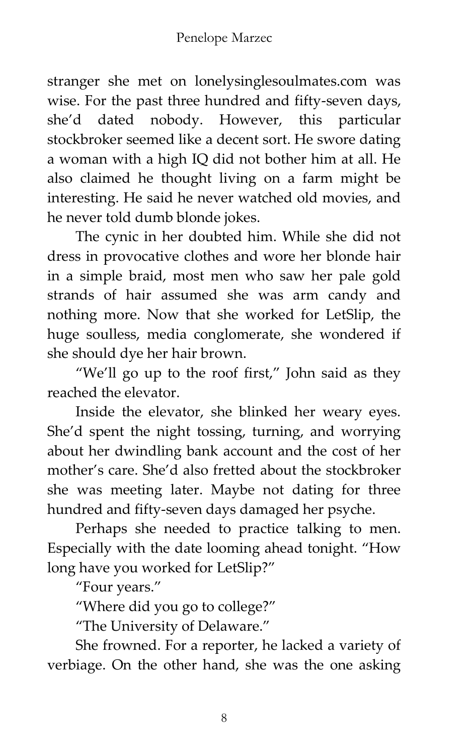stranger she met on lonelysinglesoulmates.com was wise. For the past three hundred and fifty-seven days, she'd dated nobody. However, this particular stockbroker seemed like a decent sort. He swore dating a woman with a high IQ did not bother him at all. He also claimed he thought living on a farm might be interesting. He said he never watched old movies, and he never told dumb blonde jokes.

The cynic in her doubted him. While she did not dress in provocative clothes and wore her blonde hair in a simple braid, most men who saw her pale gold strands of hair assumed she was arm candy and nothing more. Now that she worked for LetSlip, the huge soulless, media conglomerate, she wondered if she should dye her hair brown.

"We'll go up to the roof first," John said as they reached the elevator.

Inside the elevator, she blinked her weary eyes. She'd spent the night tossing, turning, and worrying about her dwindling bank account and the cost of her mother's care. She'd also fretted about the stockbroker she was meeting later. Maybe not dating for three hundred and fifty-seven days damaged her psyche.

Perhaps she needed to practice talking to men. Especially with the date looming ahead tonight. "How long have you worked for LetSlip?"

"Four years."

"Where did you go to college?"

"The University of Delaware."

She frowned. For a reporter, he lacked a variety of verbiage. On the other hand, she was the one asking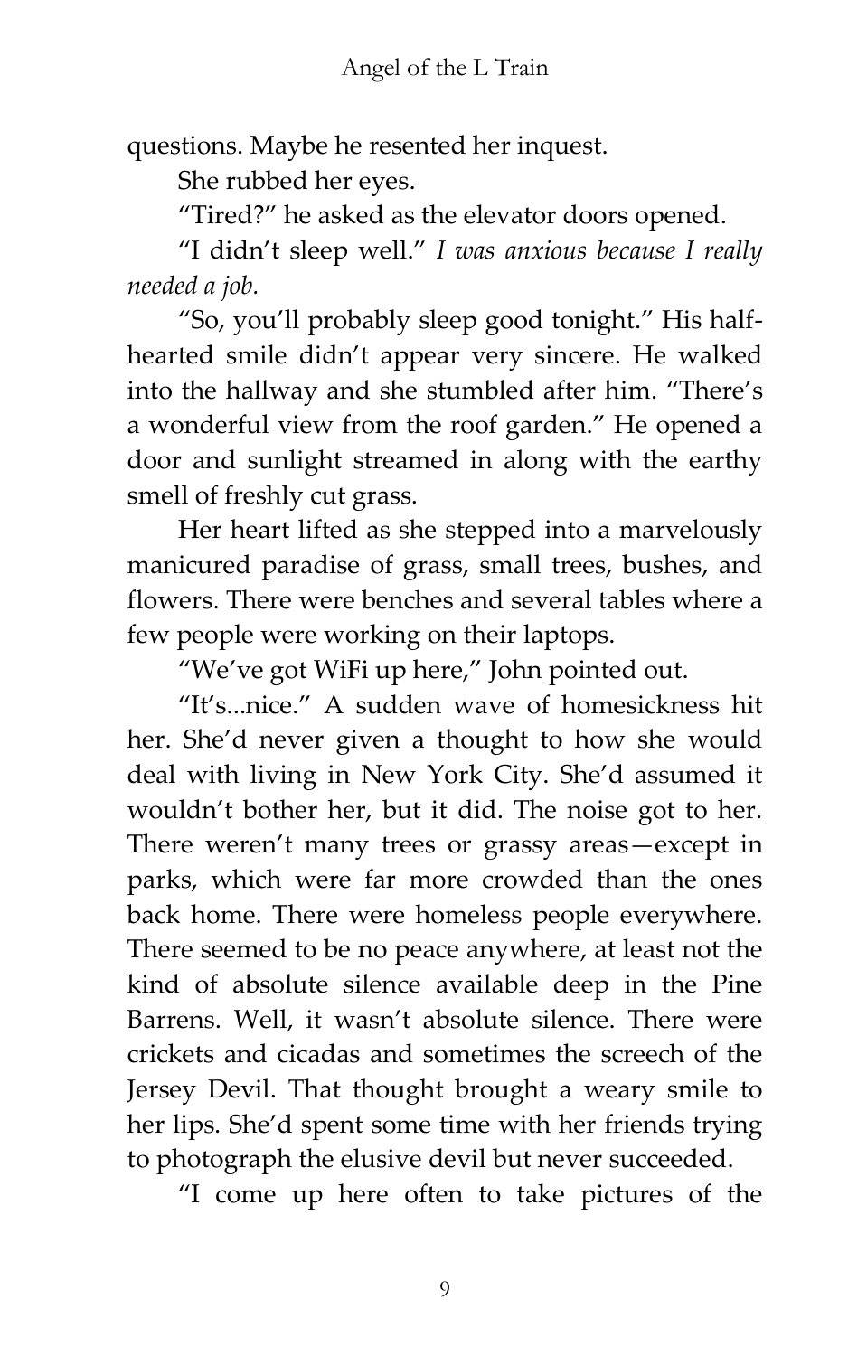questions. Maybe he resented her inquest.

She rubbed her eyes.

"Tired?" he asked as the elevator doors opened.

"I didn't sleep well." *I was anxious because I really needed a job.*

"So, you'll probably sleep good tonight." His half-hearted smile didn't appear very sincere. He walked into the hallway and she stumbled after him. "There's a wonderful view from the roof garden." He opened a door and sunlight streamed in along with the earthy smell of freshly cut grass.

Her heart lifted as she stepped into a marvelously manicured paradise of grass, small trees, bushes, and flowers. There were benches and several tables where a few people were working on their laptops.

"We've got WiFi up here," John pointed out.

"It's...nice." A sudden wave of homesickness hit her. She'd never given a thought to how she would deal with living in New York City. She'd assumed it wouldn't bother her, but it did. The noise got to her. There weren't many trees or grassy areas—except in parks, which were far more crowded than the ones back home. There were homeless people everywhere. There seemed to be no peace anywhere, at least not the kind of absolute silence available deep in the Pine Barrens. Well, it wasn't absolute silence. There were crickets and cicadas and sometimes the screech of the Jersey Devil. That thought brought a weary smile to her lips. She'd spent some time with her friends trying to photograph the elusive devil but never succeeded.

"I come up here often to take pictures of the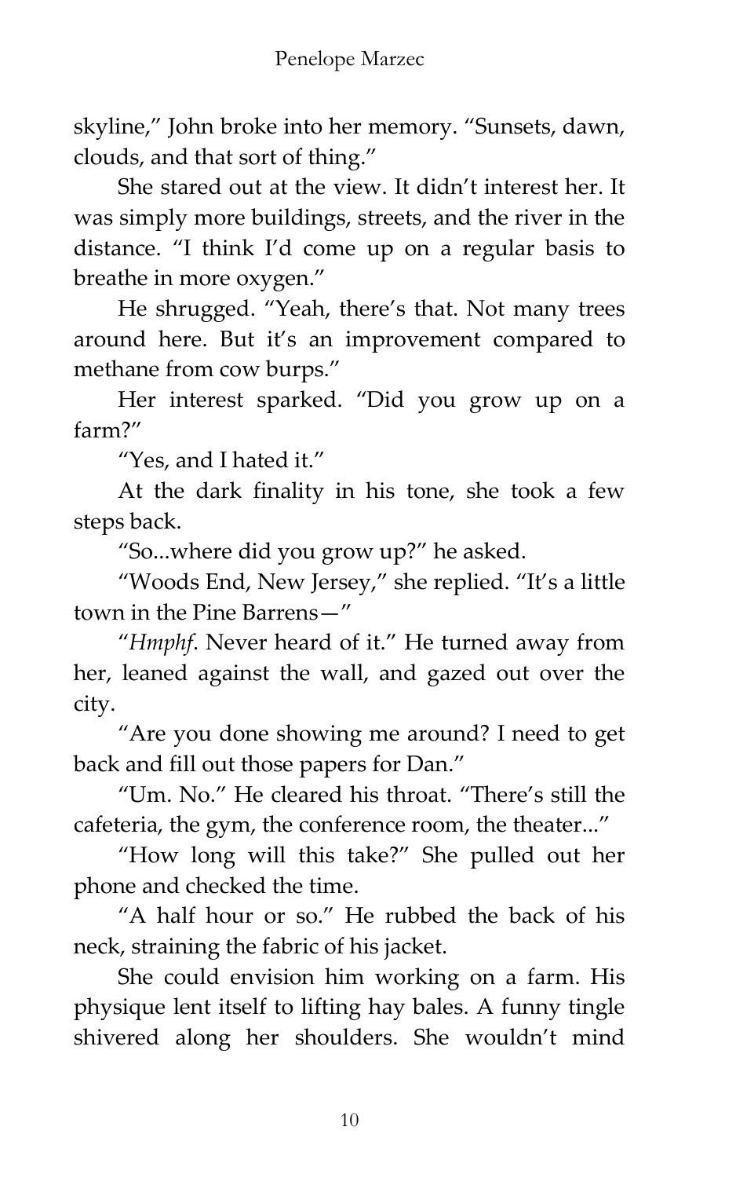skyline," John broke into her memory. "Sunsets, dawn, clouds, and that sort of thing."

She stared out at the view. It didn't interest her. It was simply more buildings, streets, and the river in the distance. "I think I'd come up on a regular basis to breathe in more oxygen."

He shrugged. "Yeah, there's that. Not many trees around here. But it's an improvement compared to methane from cow burps."

Her interest sparked. "Did you grow up on a farm?"

"Yes, and I hated it."

At the dark finality in his tone, she took a few steps back.

"So...where did you grow up?" he asked.

"Woods End, New Jersey," she replied. "It's a little town in the Pine Barrens—"

"*Hmphf*. Never heard of it." He turned away from her, leaned against the wall, and gazed out over the city.

"Are you done showing me around? I need to get back and fill out those papers for Dan."

"Um. No." He cleared his throat. "There's still the cafeteria, the gym, the conference room, the theater..."

"How long will this take?" She pulled out her phone and checked the time.

"A half hour or so." He rubbed the back of his neck, straining the fabric of his jacket.

She could envision him working on a farm. His physique lent itself to lifting hay bales. A funny tingle shivered along her shoulders. She wouldn't mind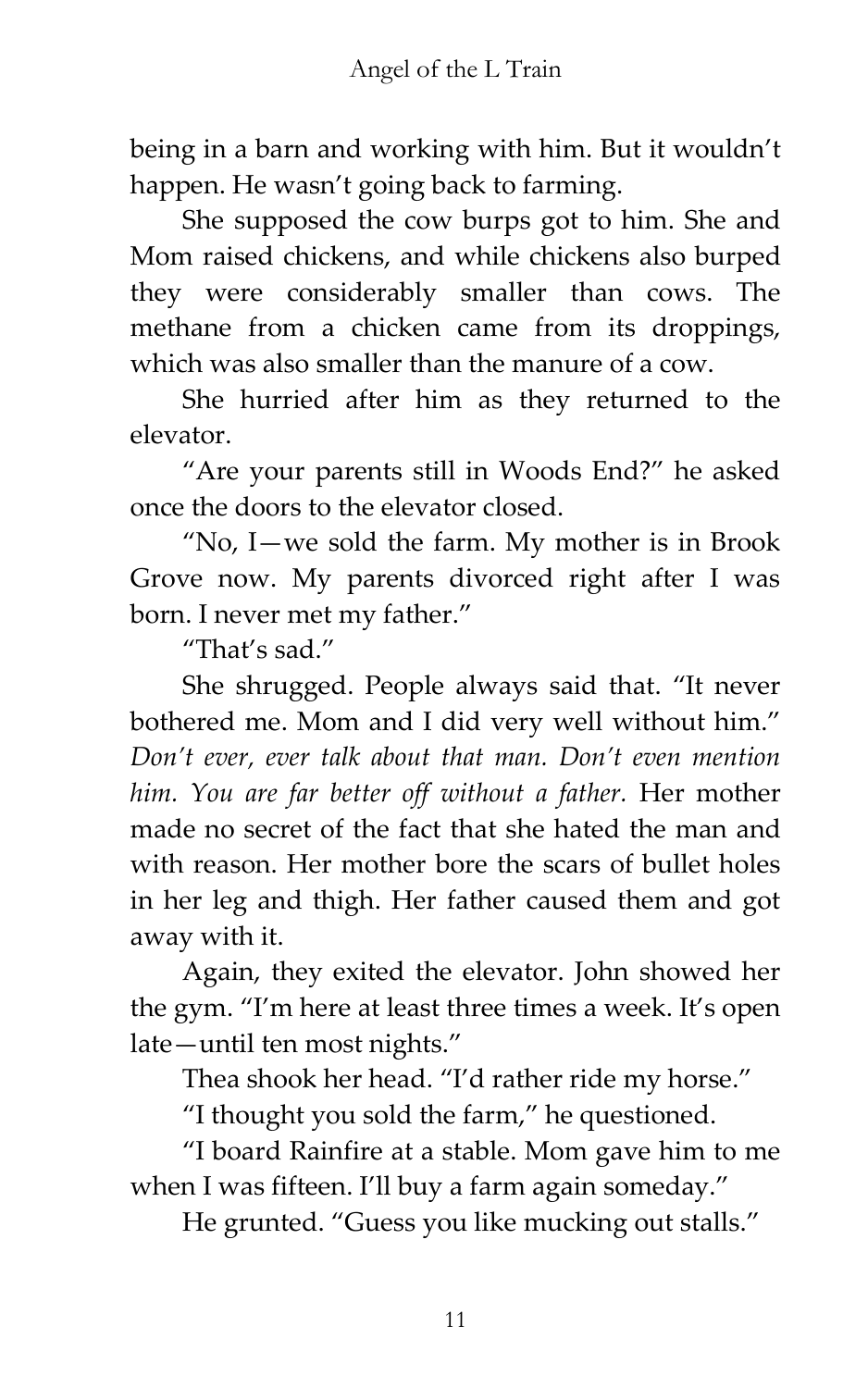being in a barn and working with him. But it wouldn't happen. He wasn't going back to farming.

She supposed the cow burps got to him. She and Mom raised chickens, and while chickens also burped they were considerably smaller than cows. The methane from a chicken came from its droppings, which was also smaller than the manure of a cow.

She hurried after him as they returned to the elevator.

"Are your parents still in Woods End?" he asked once the doors to the elevator closed.

"No, I—we sold the farm. My mother is in Brook Grove now. My parents divorced right after I was born. I never met my father."

"That's sad."

She shrugged. People always said that. "It never bothered me. Mom and I did very well without him." *Don't ever, ever talk about that man. Don't even mention him. You are far better off without a father.* Her mother made no secret of the fact that she hated the man and with reason. Her mother bore the scars of bullet holes in her leg and thigh. Her father caused them and got away with it.

Again, they exited the elevator. John showed her the gym. "I'm here at least three times a week. It's open late—until ten most nights."

Thea shook her head. "I'd rather ride my horse."

"I thought you sold the farm," he questioned.

"I board Rainfire at a stable. Mom gave him to me when I was fifteen. I'll buy a farm again someday."

He grunted. "Guess you like mucking out stalls."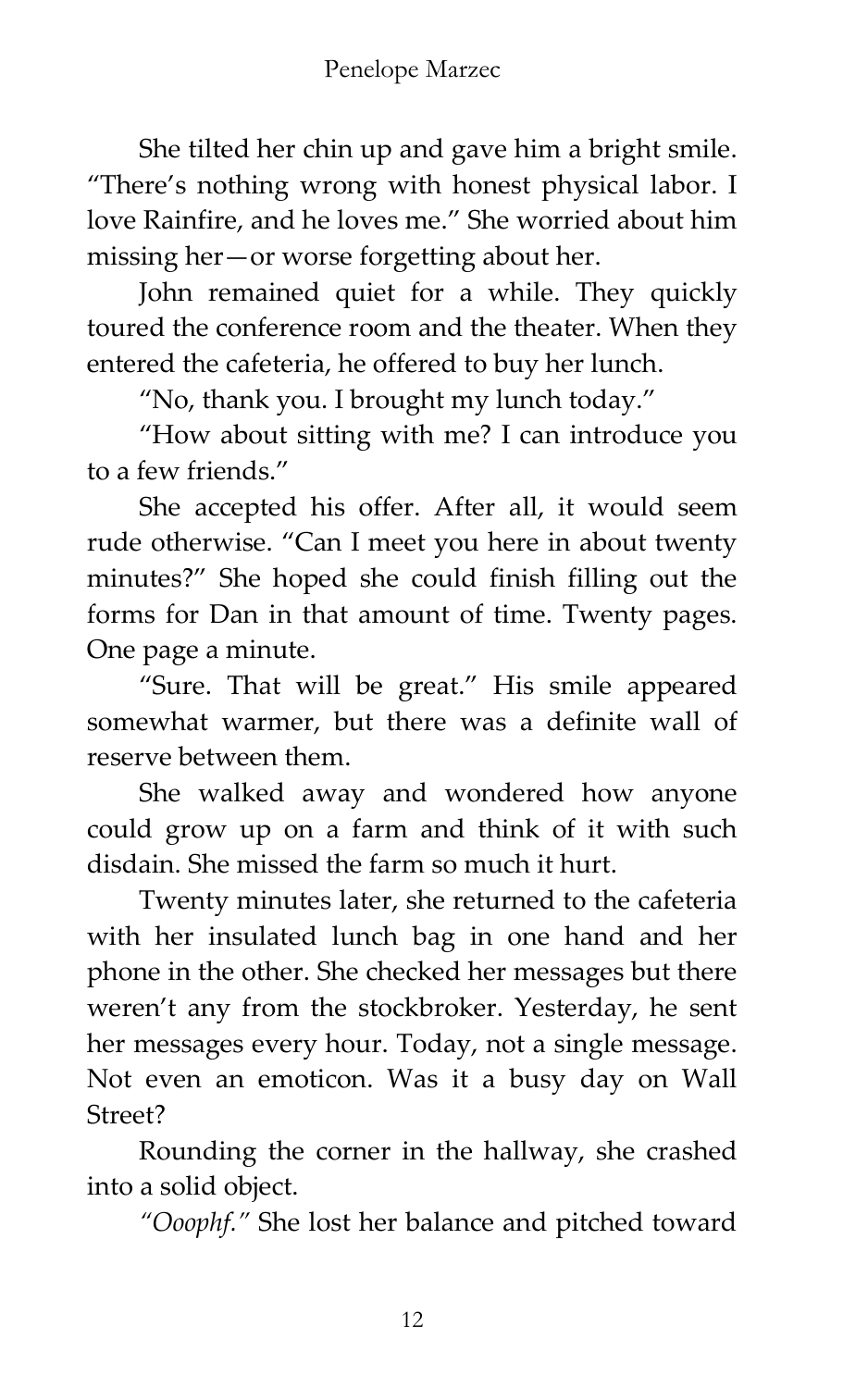She tilted her chin up and gave him a bright smile. "There's nothing wrong with honest physical labor. I love Rainfire, and he loves me." She worried about him missing her—or worse forgetting about her.

John remained quiet for a while. They quickly toured the conference room and the theater. When they entered the cafeteria, he offered to buy her lunch.

"No, thank you. I brought my lunch today."

"How about sitting with me? I can introduce you to a few friends."

She accepted his offer. After all, it would seem rude otherwise. "Can I meet you here in about twenty minutes?" She hoped she could finish filling out the forms for Dan in that amount of time. Twenty pages. One page a minute.

"Sure. That will be great." His smile appeared somewhat warmer, but there was a definite wall of reserve between them.

She walked away and wondered how anyone could grow up on a farm and think of it with such disdain. She missed the farm so much it hurt.

Twenty minutes later, she returned to the cafeteria with her insulated lunch bag in one hand and her phone in the other. She checked her messages but there weren't any from the stockbroker. Yesterday, he sent her messages every hour. Today, not a single message. Not even an emoticon. Was it a busy day on Wall Street?

Rounding the corner in the hallway, she crashed into a solid object.

*"Ooophf."* She lost her balance and pitched toward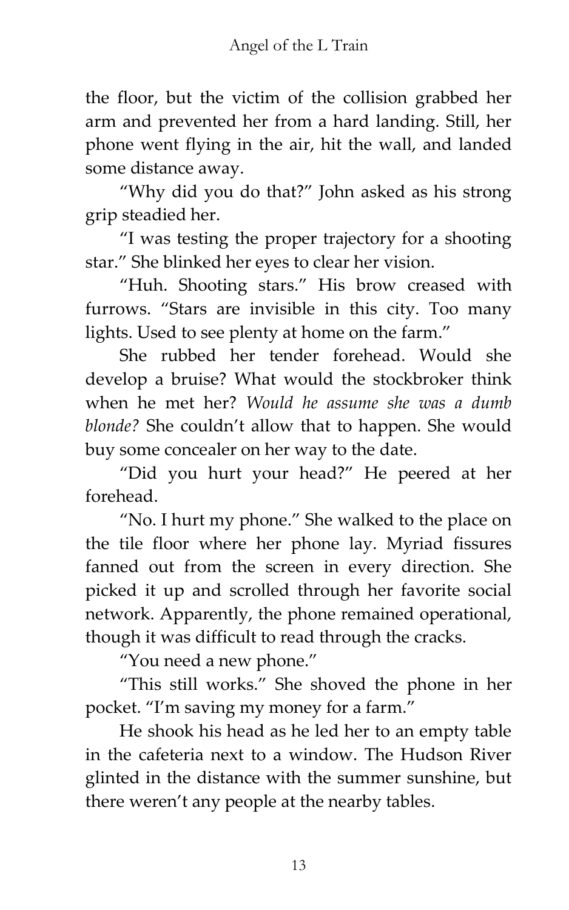the floor, but the victim of the collision grabbed her arm and prevented her from a hard landing. Still, her phone went flying in the air, hit the wall, and landed some distance away.

"Why did you do that?" John asked as his strong grip steadied her.

"I was testing the proper trajectory for a shooting star." She blinked her eyes to clear her vision.

"Huh. Shooting stars." His brow creased with furrows. "Stars are invisible in this city. Too many lights. Used to see plenty at home on the farm."

She rubbed her tender forehead. Would she develop a bruise? What would the stockbroker think when he met her? *Would he assume she was a dumb blonde?* She couldn't allow that to happen. She would buy some concealer on her way to the date.

"Did you hurt your head?" He peered at her forehead.

"No. I hurt my phone." She walked to the place on the tile floor where her phone lay. Myriad fissures fanned out from the screen in every direction. She picked it up and scrolled through her favorite social network. Apparently, the phone remained operational, though it was difficult to read through the cracks.

"You need a new phone."

"This still works." She shoved the phone in her pocket. "I'm saving my money for a farm."

He shook his head as he led her to an empty table in the cafeteria next to a window. The Hudson River glinted in the distance with the summer sunshine, but there weren't any people at the nearby tables.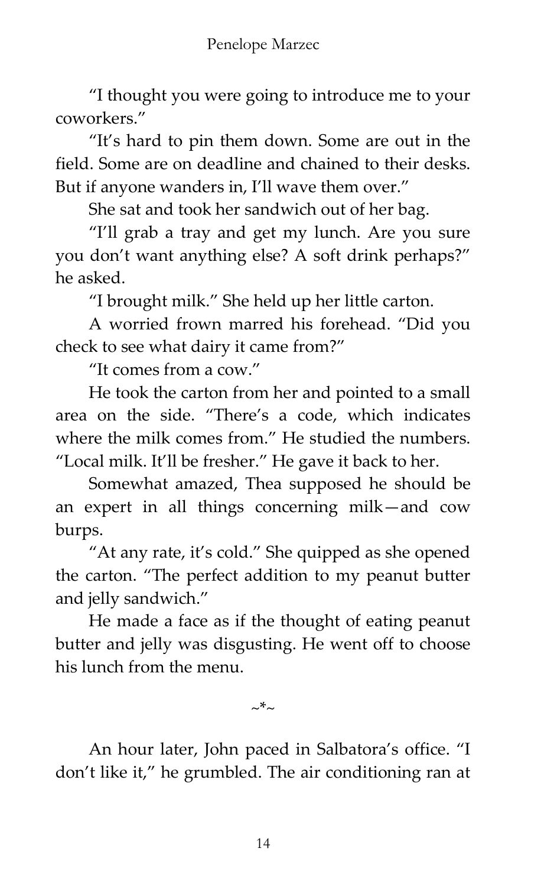"I thought you were going to introduce me to your coworkers."

"It's hard to pin them down. Some are out in the field. Some are on deadline and chained to their desks. But if anyone wanders in, I'll wave them over."

She sat and took her sandwich out of her bag.

"I'll grab a tray and get my lunch. Are you sure you don't want anything else? A soft drink perhaps?" he asked.

"I brought milk." She held up her little carton.

A worried frown marred his forehead. "Did you check to see what dairy it came from?"

"It comes from a cow."

He took the carton from her and pointed to a small area on the side. "There's a code, which indicates where the milk comes from." He studied the numbers. "Local milk. It'll be fresher." He gave it back to her.

Somewhat amazed, Thea supposed he should be an expert in all things concerning milk—and cow burps.

"At any rate, it's cold." She quipped as she opened the carton. "The perfect addition to my peanut butter and jelly sandwich."

He made a face as if the thought of eating peanut butter and jelly was disgusting. He went off to choose his lunch from the menu.

~*~

An hour later, John paced in Salbatora's office. "I don't like it," he grumbled. The air conditioning ran at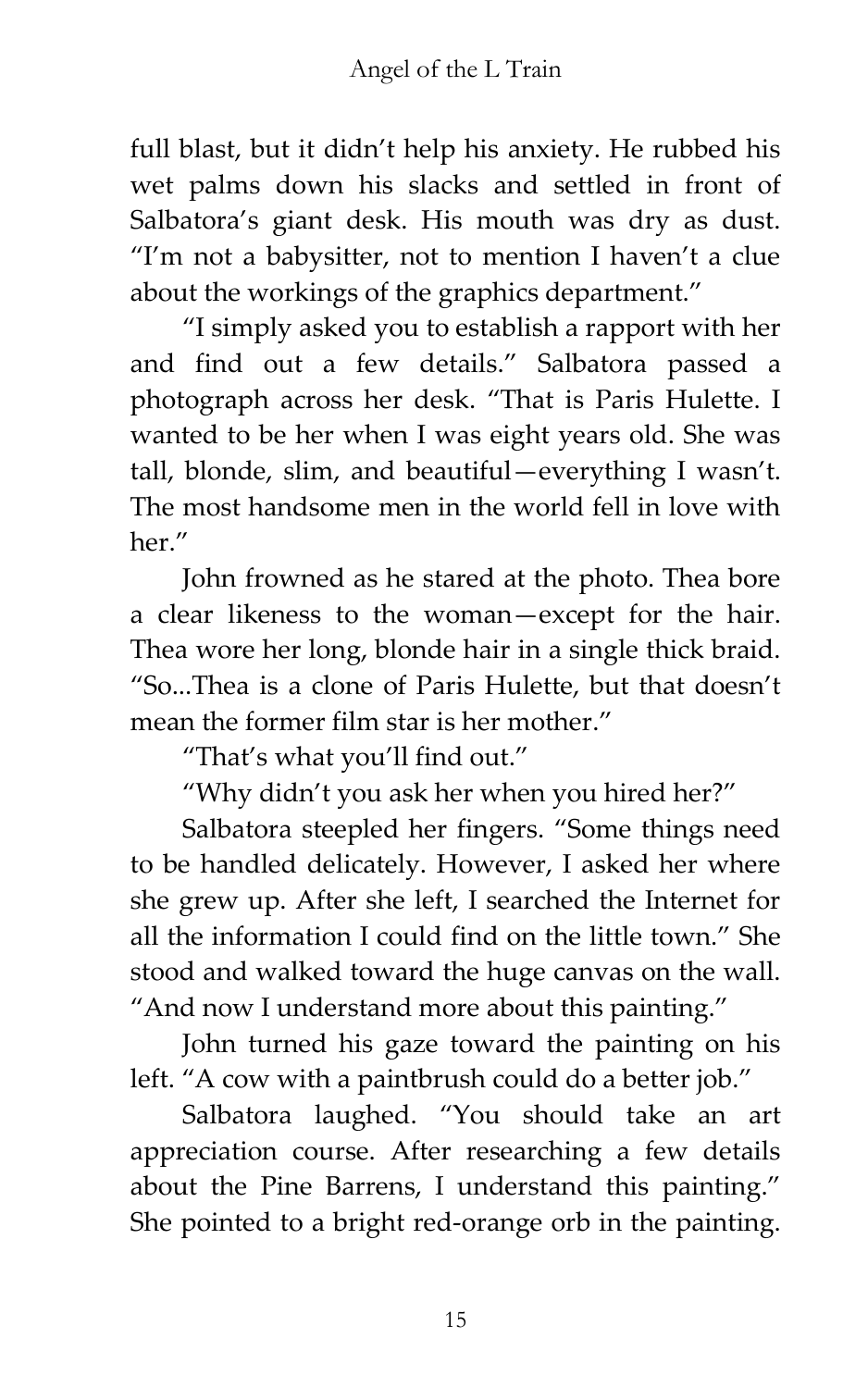full blast, but it didn't help his anxiety. He rubbed his wet palms down his slacks and settled in front of Salbatora's giant desk. His mouth was dry as dust. "I'm not a babysitter, not to mention I haven't a clue about the workings of the graphics department."

"I simply asked you to establish a rapport with her and find out a few details." Salbatora passed a photograph across her desk. "That is Paris Hulette. I wanted to be her when I was eight years old. She was tall, blonde, slim, and beautiful—everything I wasn't. The most handsome men in the world fell in love with her."

John frowned as he stared at the photo. Thea bore a clear likeness to the woman—except for the hair. Thea wore her long, blonde hair in a single thick braid. "So...Thea is a clone of Paris Hulette, but that doesn't mean the former film star is her mother."

"That's what you'll find out."

"Why didn't you ask her when you hired her?"

Salbatora steepled her fingers. "Some things need to be handled delicately. However, I asked her where she grew up. After she left, I searched the Internet for all the information I could find on the little town." She stood and walked toward the huge canvas on the wall. "And now I understand more about this painting."

John turned his gaze toward the painting on his left. "A cow with a paintbrush could do a better job."

Salbatora laughed. "You should take an art appreciation course. After researching a few details about the Pine Barrens, I understand this painting." She pointed to a bright red-orange orb in the painting.